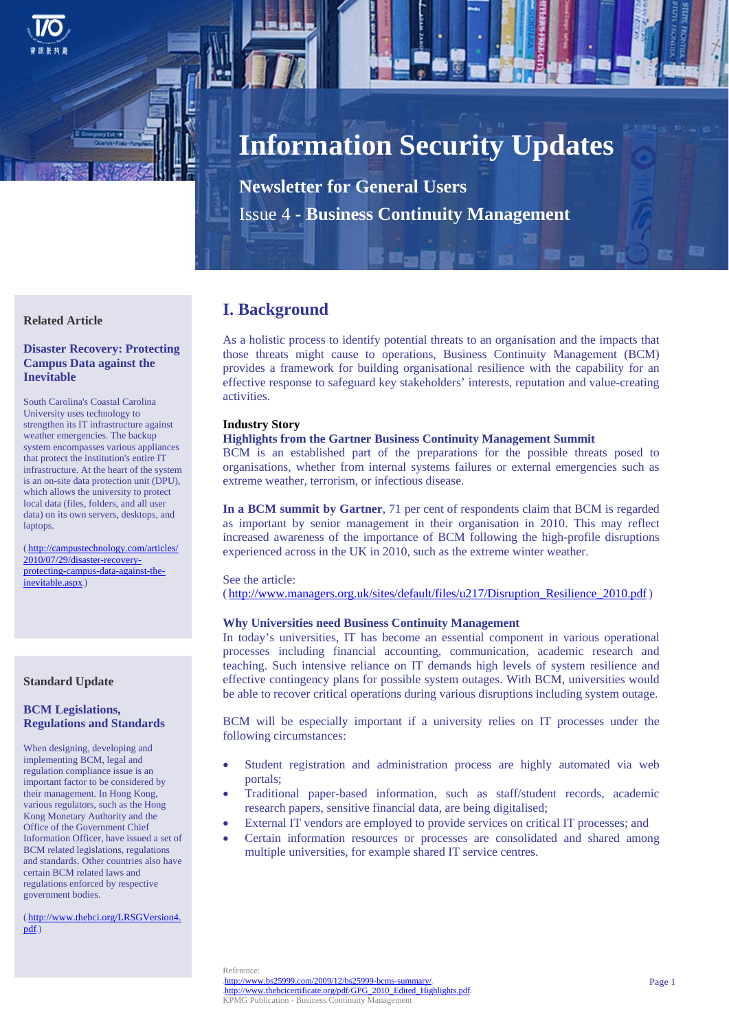# Information Security Updates

## Newsletter for General Users

## Issue 4 - **Business Continuity Management**

## I. Background

As a holistic process to identify potential threats to an organisation and the impacts that those threats might cause to operations, Business Continuity Management (BCM) provides a framework for building organisational resilience with the capability for an effective response to safeguard key stakeholders' interests, reputation and value-creating activities.

**Industry Story**

**Highlights from the Gartner Business Continuity Management Summit**

BCM is an established part of the preparations for the possible threats posed to organisations, whether from internal systems failures or external emergencies such as extreme weather, terrorism, or infectious disease.

**In a BCM summit by Gartner**, 71 per cent of respondents claim that BCM is regarded as important by senior management in their organisation in 2010. This may reflect increased awareness of the importance of BCM following the high-profile disruptions experienced across in the UK in 2010, such as the extreme winter weather.

See the article:
(http://www.managers.org.uk/sites/default/files/u217/Disruption_Resilience_2010.pdf)

**Why Universities need Business Continuity Management**

In today's universities, IT has become an essential component in various operational processes including financial accounting, communication, academic research and teaching. Such intensive reliance on IT demands high levels of system resilience and effective contingency plans for possible system outages. With BCM, universities would be able to recover critical operations during various disruptions including system outage.

BCM will be especially important if a university relies on IT processes under the following circumstances:

- Student registration and administration process are highly automated via web portals;
- Traditional paper-based information, such as staff/student records, academic research papers, sensitive financial data, are being digitalised;
- External IT vendors are employed to provide services on critical IT processes; and
- Certain information resources or processes are consolidated and shared among multiple universities, for example shared IT service centres.

Reference:
http://www.bs25999.com/2009/12/bs25999-bcms-summary/,
http://www.thebcicertificate.org/pdf/GPG_2010_Edited_Highlights.pdf,
KPMG Publication - Business Continuity Management

---

**Related Article**

### Disaster Recovery: Protecting Campus Data against the Inevitable

South Carolina's Coastal Carolina University uses technology to strengthen its IT infrastructure against weather emergencies. The backup system encompasses various appliances that protect the institution's entire IT infrastructure. At the heart of the system is an on-site data protection unit (DPU), which allows the university to protect local data (files, folders, and all user data) on its own servers, desktops, and laptops.

(http://campustechnology.com/articles/2010/07/29/disaster-recovery-protecting-campus-data-against-the-inevitable.aspx)

**Standard Update**

### BCM Legislations, Regulations and Standards

When designing, developing and implementing BCM, legal and regulation compliance issue is an important factor to be considered by their management. In Hong Kong, various regulators, such as the Hong Kong Monetary Authority and the Office of the Government Chief Information Officer, have issued a set of BCM related legislations, regulations and standards. Other countries also have certain BCM related laws and regulations enforced by respective government bodies.

(http://www.thebci.org/LRSGVersion4.pdf)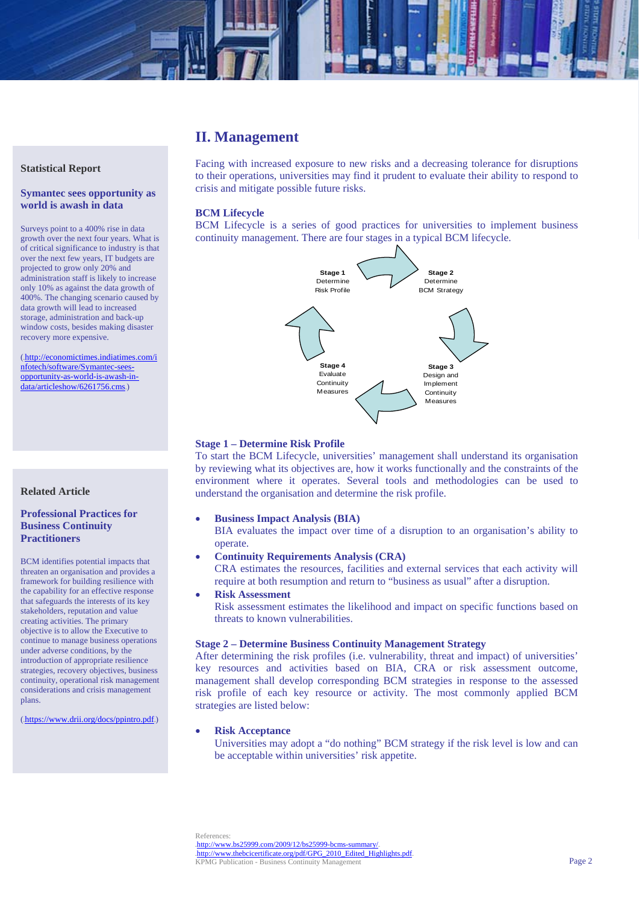## II. Management

Facing with increased exposure to new risks and a decreasing tolerance for disruptions to their operations, universities may find it prudent to evaluate their ability to respond to crisis and mitigate possible future risks.

### BCM Lifecycle

BCM Lifecycle is a series of good practices for universities to implement business continuity management. There are four stages in a typical BCM lifecycle.

**Stage 1** Determine Risk Profile

**Stage 2** Determine BCM Strategy

**Stage 3** Design and Implement Continuity Measures

**Stage 4** Evaluate Continuity Measures

### Stage 1 – Determine Risk Profile

To start the BCM Lifecycle, universities' management shall understand its organisation by reviewing what its objectives are, how it works functionally and the constraints of the environment where it operates. Several tools and methodologies can be used to understand the organisation and determine the risk profile.

- **Business Impact Analysis (BIA)**
  BIA evaluates the impact over time of a disruption to an organisation's ability to operate.
- **Continuity Requirements Analysis (CRA)**
  CRA estimates the resources, facilities and external services that each activity will require at both resumption and return to "business as usual" after a disruption.
- **Risk Assessment**
  Risk assessment estimates the likelihood and impact on specific functions based on threats to known vulnerabilities.

### Stage 2 – Determine Business Continuity Management Strategy

After determining the risk profiles (i.e. vulnerability, threat and impact) of universities' key resources and activities based on BIA, CRA or risk assessment outcome, management shall develop corresponding BCM strategies in response to the assessed risk profile of each key resource or activity. The most commonly applied BCM strategies are listed below:

- **Risk Acceptance**
  Universities may adopt a "do nothing" BCM strategy if the risk level is low and can be acceptable within universities' risk appetite.

References:
http://www.bs25999.com/2009/12/bs25999-bcms-summary/.
http://www.thebcicertificate.org/pdf/GPG_2010_Edited_Highlights.pdf.

---

### Statistical Report

**Symantec sees opportunity as world is awash in data**

Surveys point to a 400% rise in data growth over the next four years. What is of critical significance to industry is that over the next few years, IT budgets are projected to grow only 20% and administration staff is likely to increase only 10% as against the data growth of 400%. The changing scenario caused by data growth will lead to increased storage, administration and back-up window costs, besides making disaster recovery more expensive.

(http://economictimes.indiatimes.com/infotech/software/Symantec-sees-opportunity-as-world-is-awash-in-data/articleshow/6261756.cms)

### Related Article

**Professional Practices for Business Continuity Practitioners**

BCM identifies potential impacts that threaten an organisation and provides a framework for building resilience with the capability for an effective response that safeguards the interests of its key stakeholders, reputation and value creating activities. The primary objective is to allow the Executive to continue to manage business operations under adverse conditions, by the introduction of appropriate resilience strategies, recovery objectives, business continuity, operational risk management considerations and crisis management plans.

(https://www.drii.org/docs/ppintro.pdf)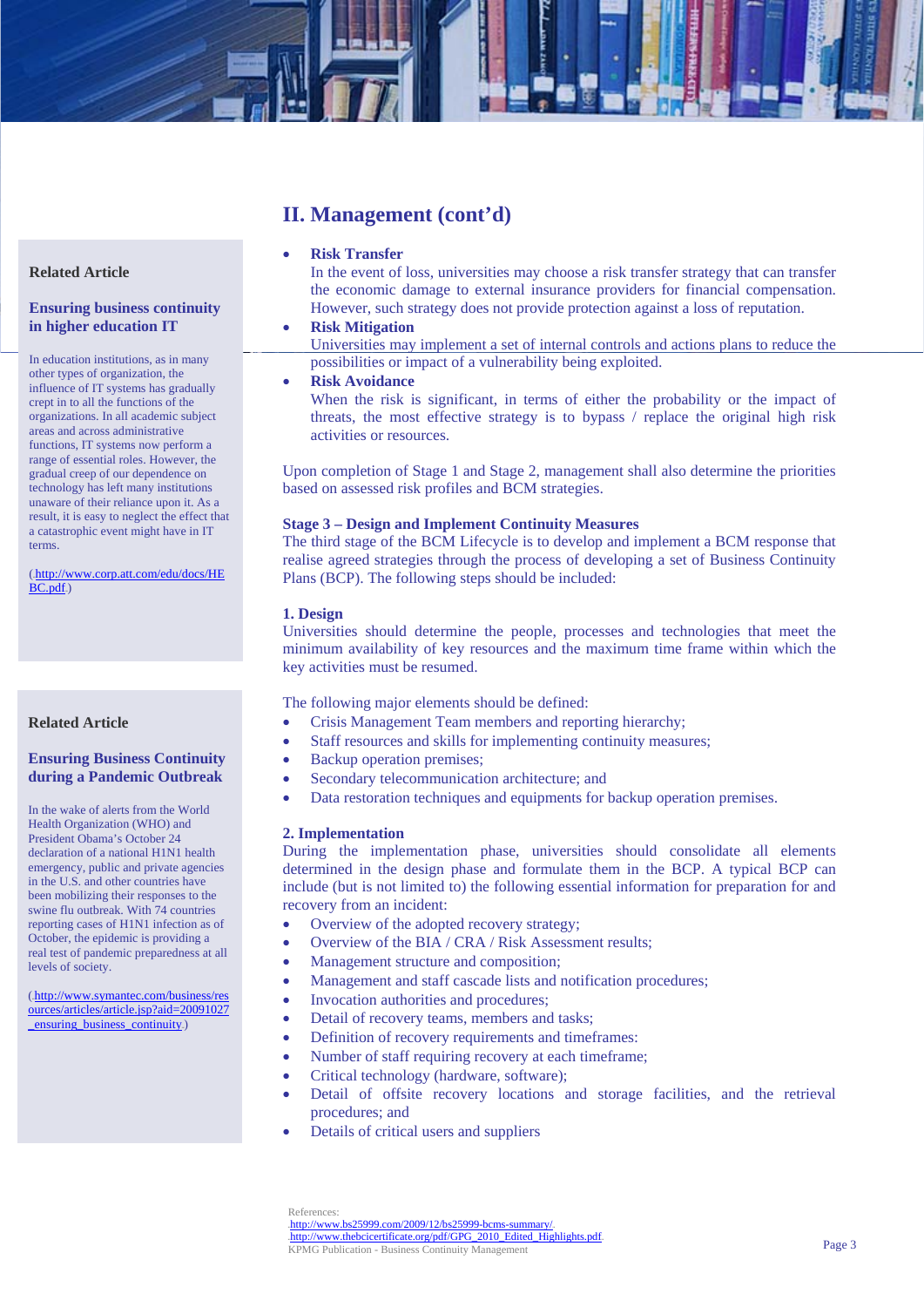## II. Management (cont'd)

- **Risk Transfer**
  In the event of loss, universities may choose a risk transfer strategy that can transfer the economic damage to external insurance providers for financial compensation. However, such strategy does not provide protection against a loss of reputation.
- **Risk Mitigation**
  Universities may implement a set of internal controls and actions plans to reduce the possibilities or impact of a vulnerability being exploited.
- **Risk Avoidance**
  When the risk is significant, in terms of either the probability or the impact of threats, the most effective strategy is to bypass / replace the original high risk activities or resources.

Upon completion of Stage 1 and Stage 2, management shall also determine the priorities based on assessed risk profiles and BCM strategies.

### Stage 3 – Design and Implement Continuity Measures

The third stage of the BCM Lifecycle is to develop and implement a BCM response that realise agreed strategies through the process of developing a set of Business Continuity Plans (BCP). The following steps should be included:

#### 1. Design

Universities should determine the people, processes and technologies that meet the minimum availability of key resources and the maximum time frame within which the key activities must be resumed.

The following major elements should be defined:

- Crisis Management Team members and reporting hierarchy;
- Staff resources and skills for implementing continuity measures;
- Backup operation premises;
- Secondary telecommunication architecture; and
- Data restoration techniques and equipments for backup operation premises.

#### 2. Implementation

During the implementation phase, universities should consolidate all elements determined in the design phase and formulate them in the BCP. A typical BCP can include (but is not limited to) the following essential information for preparation for and recovery from an incident:

- Overview of the adopted recovery strategy;
- Overview of the BIA / CRA / Risk Assessment results;
- Management structure and composition;
- Management and staff cascade lists and notification procedures;
- Invocation authorities and procedures;
- Detail of recovery teams, members and tasks;
- Definition of recovery requirements and timeframes:
- Number of staff requiring recovery at each timeframe;
- Critical technology (hardware, software);
- Detail of offsite recovery locations and storage facilities, and the retrieval procedures; and
- Details of critical users and suppliers

References:
http://www.bs25999.com/2009/12/bs25999-bcms-summary/
http://www.thebcicertificate.org/pdf/GPG_2010_Edited_Highlights.pdf

---

**Related Article**

**Ensuring business continuity in higher education IT**

In education institutions, as in many other types of organization, the influence of IT systems has gradually crept in to all the functions of the organizations. In all academic subject areas and across administrative functions, IT systems now perform a range of essential roles. However, the gradual creep of our dependence on technology has left many institutions unaware of their reliance upon it. As a result, it is easy to neglect the effect that a catastrophic event might have in IT terms.

(http://www.corp.att.com/edu/docs/HEBC.pdf)

---

**Related Article**

**Ensuring Business Continuity during a Pandemic Outbreak**

In the wake of alerts from the World Health Organization (WHO) and President Obama's October 24 declaration of a national H1N1 health emergency, public and private agencies in the U.S. and other countries have been mobilizing their responses to the swine flu outbreak. With 74 countries reporting cases of H1N1 infection as of October, the epidemic is providing a real test of pandemic preparedness at all levels of society.

(http://www.symantec.com/business/resources/articles/article.jsp?aid=20091027_ensuring_business_continuity)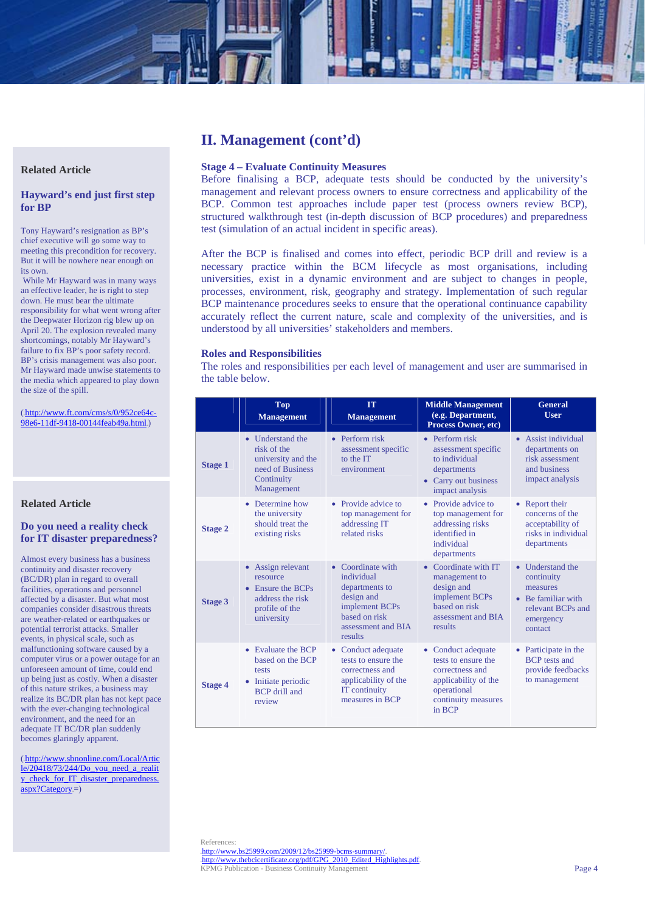## II. Management (cont'd)

### Stage 4 – Evaluate Continuity Measures

Before finalising a BCP, adequate tests should be conducted by the university's management and relevant process owners to ensure correctness and applicability of the BCP. Common test approaches include paper test (process owners review BCP), structured walkthrough test (in-depth discussion of BCP procedures) and preparedness test (simulation of an actual incident in specific areas).

After the BCP is finalised and comes into effect, periodic BCP drill and review is a necessary practice within the BCM lifecycle as most organisations, including universities, exist in a dynamic environment and are subject to changes in people, processes, environment, risk, geography and strategy. Implementation of such regular BCP maintenance procedures seeks to ensure that the operational continuance capability accurately reflect the current nature, scale and complexity of the universities, and is understood by all universities' stakeholders and members.

### Roles and Responsibilities

The roles and responsibilities per each level of management and user are summarised in the table below.

| | Top Management | IT Management | Middle Management (e.g. Department, Process Owner, etc) | General User |
|---|---|---|---|---|
| **Stage 1** | • Understand the risk of the university and the need of Business Continuity Management | • Perform risk assessment specific to the IT environment | • Perform risk assessment specific to individual departments<br>• Carry out business impact analysis | • Assist individual departments on risk assessment and business impact analysis |
| **Stage 2** | • Determine how the university should treat the existing risks | • Provide advice to top management for addressing IT related risks | • Provide advice to top management for addressing risks identified in individual departments | • Report their concerns of the acceptability of risks in individual departments |
| **Stage 3** | • Assign relevant resource<br>• Ensure the BCPs address the risk profile of the university | • Coordinate with individual departments to design and implement BCPs based on risk assessment and BIA results | • Coordinate with IT management to design and implement BCPs based on risk assessment and BIA results | • Understand the continuity measures<br>• Be familiar with relevant BCPs and emergency contact |
| **Stage 4** | • Evaluate the BCP based on the BCP tests<br>• Initiate periodic BCP drill and review | • Conduct adequate tests to ensure the correctness and applicability of the IT continuity measures in BCP | • Conduct adequate tests to ensure the correctness and applicability of the operational continuity measures in BCP | • Participate in the BCP tests and provide feedbacks to management |

**Related Article**

**Hayward's end just first step for BP**

Tony Hayward's resignation as BP's chief executive will go some way to meeting this precondition for recovery. But it will be nowhere near enough on its own.
While Mr Hayward was in many ways an effective leader, he is right to step down. He must bear the ultimate responsibility for what went wrong after the Deepwater Horizon rig blew up on April 20. The explosion revealed many shortcomings, notably Mr Hayward's failure to fix BP's poor safety record. BP's crisis management was also poor. Mr Hayward made unwise statements to the media which appeared to play down the size of the spill.

(http://www.ft.com/cms/s/0/952ce64c-98e6-11df-9418-00144feab49a.html)

**Related Article**

**Do you need a reality check for IT disaster preparedness?**

Almost every business has a business continuity and disaster recovery (BC/DR) plan in regard to overall facilities, operations and personnel affected by a disaster. But what most companies consider disastrous threats are weather-related or earthquakes or potential terrorist attacks. Smaller events, in physical scale, such as malfunctioning software caused by a computer virus or a power outage for an unforeseen amount of time, could end up being just as costly. When a disaster of this nature strikes, a business may realize its BC/DR plan has not kept pace with the ever-changing technological environment, and the need for an adequate IT BC/DR plan suddenly becomes glaringly apparent.

(http://www.sbnonline.com/Local/Article/20418/73/244/Do_you_need_a_reality_check_for_IT_disaster_preparedness.aspx?Category=)

References:
http://www.bs25999.com/2009/12/bs25999-bcms-summary/
http://www.thebcicertificate.org/pdf/GPG_2010_Edited_Highlights.pdf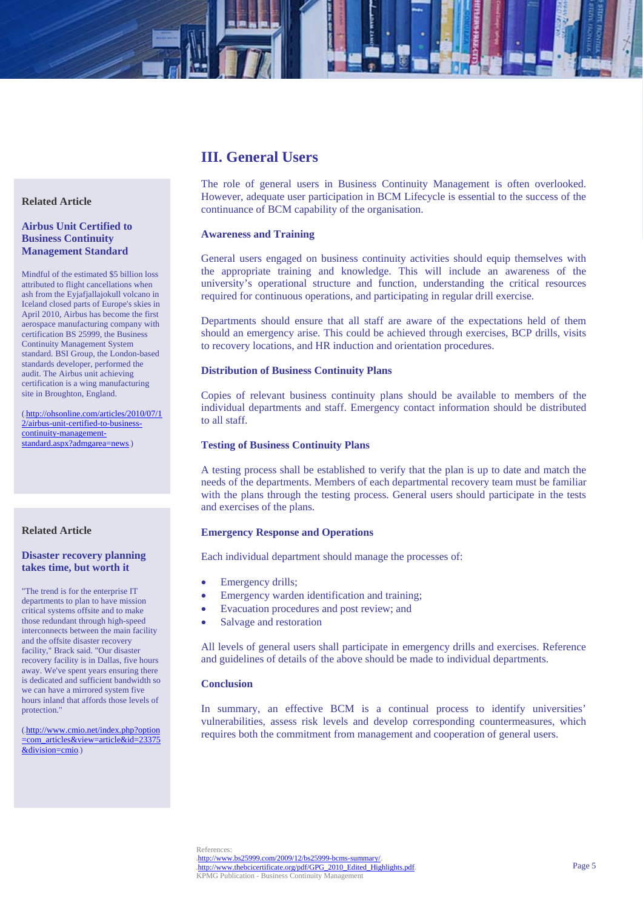## III. General Users

The role of general users in Business Continuity Management is often overlooked. However, adequate user participation in BCM Lifecycle is essential to the success of the continuance of BCM capability of the organisation.

**Awareness and Training**

General users engaged on business continuity activities should equip themselves with the appropriate training and knowledge. This will include an awareness of the university's operational structure and function, understanding the critical resources required for continuous operations, and participating in regular drill exercise.

Departments should ensure that all staff are aware of the expectations held of them should an emergency arise. This could be achieved through exercises, BCP drills, visits to recovery locations, and HR induction and orientation procedures.

**Distribution of Business Continuity Plans**

Copies of relevant business continuity plans should be available to members of the individual departments and staff. Emergency contact information should be distributed to all staff.

**Testing of Business Continuity Plans**

A testing process shall be established to verify that the plan is up to date and match the needs of the departments. Members of each departmental recovery team must be familiar with the plans through the testing process. General users should participate in the tests and exercises of the plans.

**Emergency Response and Operations**

Each individual department should manage the processes of:

- Emergency drills;
- Emergency warden identification and training;
- Evacuation procedures and post review; and
- Salvage and restoration

All levels of general users shall participate in emergency drills and exercises. Reference and guidelines of details of the above should be made to individual departments.

**Conclusion**

In summary, an effective BCM is a continual process to identify universities' vulnerabilities, assess risk levels and develop corresponding countermeasures, which requires both the commitment from management and cooperation of general users.

---

**Related Article**

**Airbus Unit Certified to Business Continuity Management Standard**

Mindful of the estimated $5 billion loss attributed to flight cancellations when ash from the Eyjafjallajokull volcano in Iceland closed parts of Europe's skies in April 2010, Airbus has become the first aerospace manufacturing company with certification BS 25999, the Business Continuity Management System standard. BSI Group, the London-based standards developer, performed the audit. The Airbus unit achieving certification is a wing manufacturing site in Broughton, England.

(http://ohsonline.com/articles/2010/07/12/airbus-unit-certified-to-business-continuity-management-standard.aspx?admgarea=news)

**Related Article**

**Disaster recovery planning takes time, but worth it**

"The trend is for the enterprise IT departments to plan to have mission critical systems offsite and to make those redundant through high-speed interconnects between the main facility and the offsite disaster recovery facility," Brack said. "Our disaster recovery facility is in Dallas, five hours away. We've spent years ensuring there is dedicated and sufficient bandwidth so we can have a mirrored system five hours inland that affords those levels of protection."

(http://www.cmio.net/index.php?option=com_articles&view=article&id=23375&division=cmio)

---

References:
http://www.bs25999.com/2009/12/bs25999-bcms-summary/
http://www.thebcicertificate.org/pdf/GPG_2010_Edited_Highlights.pdf
KPMG Publication - Business Continuity Management